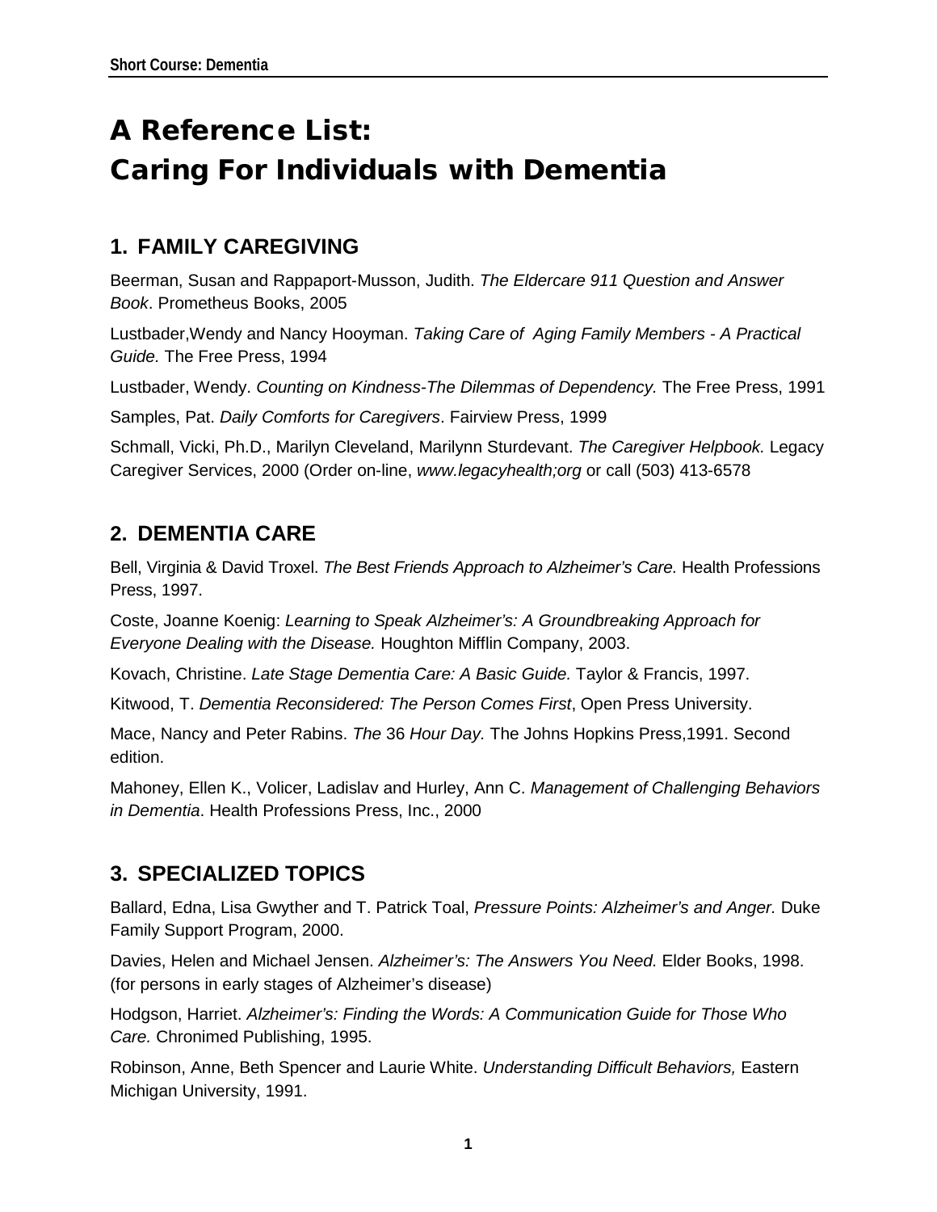# A Reference List:
# Caring For Individuals with Dementia

## 1. FAMILY CAREGIVING

Beerman, Susan and Rappaport-Musson, Judith. *The Eldercare 911 Question and Answer Book*. Prometheus Books, 2005

Lustbader,Wendy and Nancy Hooyman. *Taking Care of Aging Family Members - A Practical Guide.* The Free Press, 1994

Lustbader, Wendy. *Counting on Kindness-The Dilemmas of Dependency.* The Free Press, 1991

Samples, Pat. *Daily Comforts for Caregivers*. Fairview Press, 1999

Schmall, Vicki, Ph.D., Marilyn Cleveland, Marilynn Sturdevant. *The Caregiver Helpbook.* Legacy Caregiver Services, 2000 (Order on-line, *www.legacyhealth;org* or call (503) 413-6578

## 2. DEMENTIA CARE

Bell, Virginia & David Troxel. *The Best Friends Approach to Alzheimer's Care.* Health Professions Press, 1997.

Coste, Joanne Koenig: *Learning to Speak Alzheimer's: A Groundbreaking Approach for Everyone Dealing with the Disease.* Houghton Mifflin Company, 2003.

Kovach, Christine. *Late Stage Dementia Care: A Basic Guide.* Taylor & Francis, 1997.

Kitwood, T. *Dementia Reconsidered: The Person Comes First*, Open Press University.

Mace, Nancy and Peter Rabins. *The* 36 *Hour Day.* The Johns Hopkins Press,1991. Second edition.

Mahoney, Ellen K., Volicer, Ladislav and Hurley, Ann C. *Management of Challenging Behaviors in Dementia*. Health Professions Press, Inc., 2000

## 3. SPECIALIZED TOPICS

Ballard, Edna, Lisa Gwyther and T. Patrick Toal, *Pressure Points: Alzheimer's and Anger.* Duke Family Support Program, 2000.

Davies, Helen and Michael Jensen. *Alzheimer's: The Answers You Need.* Elder Books, 1998. (for persons in early stages of Alzheimer's disease)

Hodgson, Harriet. *Alzheimer's: Finding the Words: A Communication Guide for Those Who Care.* Chronimed Publishing, 1995.

Robinson, Anne, Beth Spencer and Laurie White. *Understanding Difficult Behaviors,* Eastern Michigan University, 1991.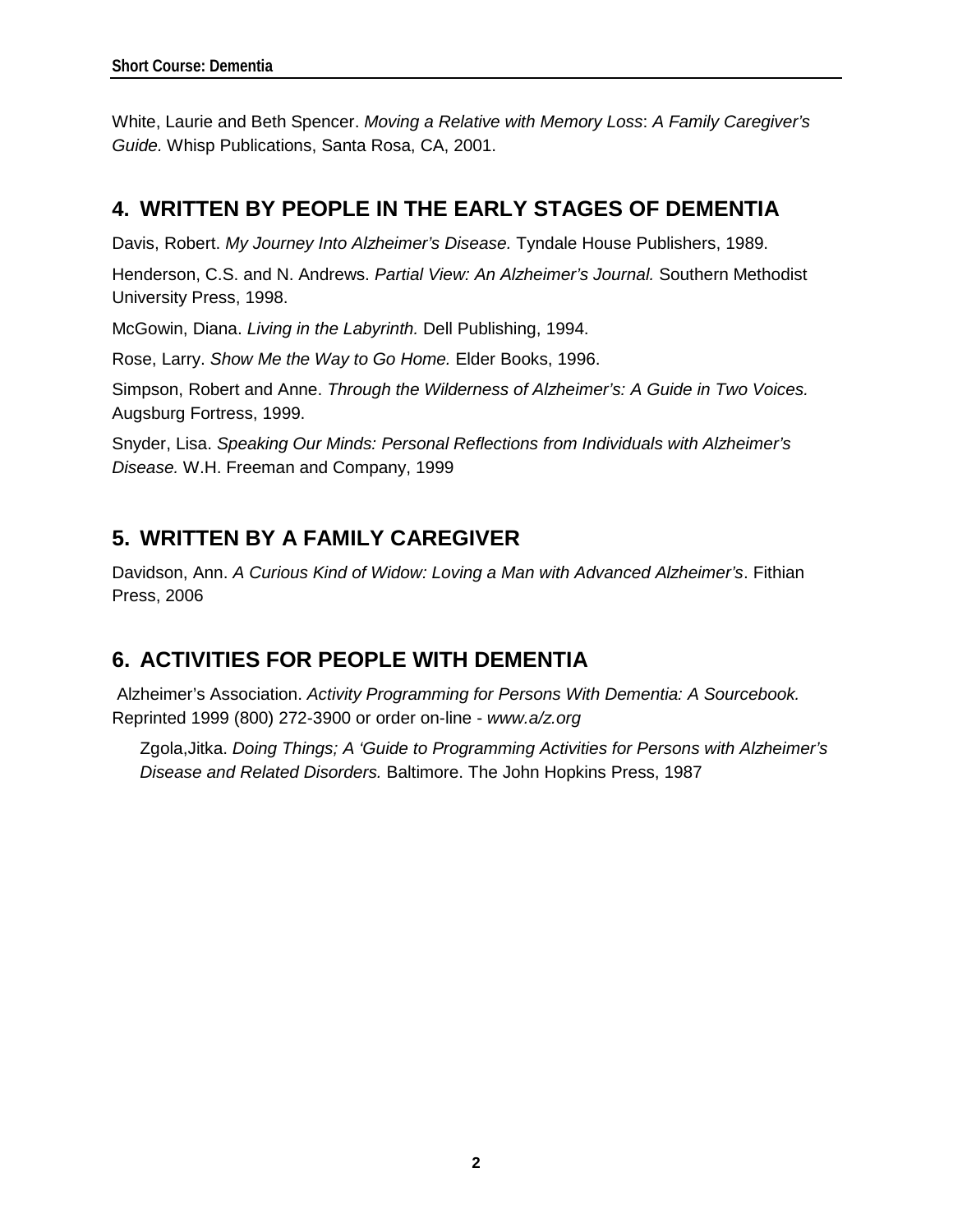White, Laurie and Beth Spencer. *Moving a Relative with Memory Loss*: *A Family Caregiver's Guide.* Whisp Publications, Santa Rosa, CA, 2001.

## 4. WRITTEN BY PEOPLE IN THE EARLY STAGES OF DEMENTIA

Davis, Robert. *My Journey Into Alzheimer's Disease.* Tyndale House Publishers, 1989.

Henderson, C.S. and N. Andrews. *Partial View: An Alzheimer's Journal.* Southern Methodist University Press, 1998.

McGowin, Diana. *Living in the Labyrinth.* Dell Publishing, 1994.

Rose, Larry. *Show Me the Way to Go Home.* Elder Books, 1996.

Simpson, Robert and Anne. *Through the Wilderness of Alzheimer's: A Guide in Two Voices.* Augsburg Fortress, 1999.

Snyder, Lisa. *Speaking Our Minds: Personal Reflections from Individuals with Alzheimer's Disease.* W.H. Freeman and Company, 1999

## 5. WRITTEN BY A FAMILY CAREGIVER

Davidson, Ann. *A Curious Kind of Widow: Loving a Man with Advanced Alzheimer's*. Fithian Press, 2006

## 6. ACTIVITIES FOR PEOPLE WITH DEMENTIA

Alzheimer's Association. *Activity Programming for Persons With Dementia: A Sourcebook.* Reprinted 1999 (800) 272-3900 or order on-line - *www.a/z.org*

Zgola,Jitka. *Doing Things; A 'Guide to Programming Activities for Persons with Alzheimer's Disease and Related Disorders.* Baltimore. The John Hopkins Press, 1987